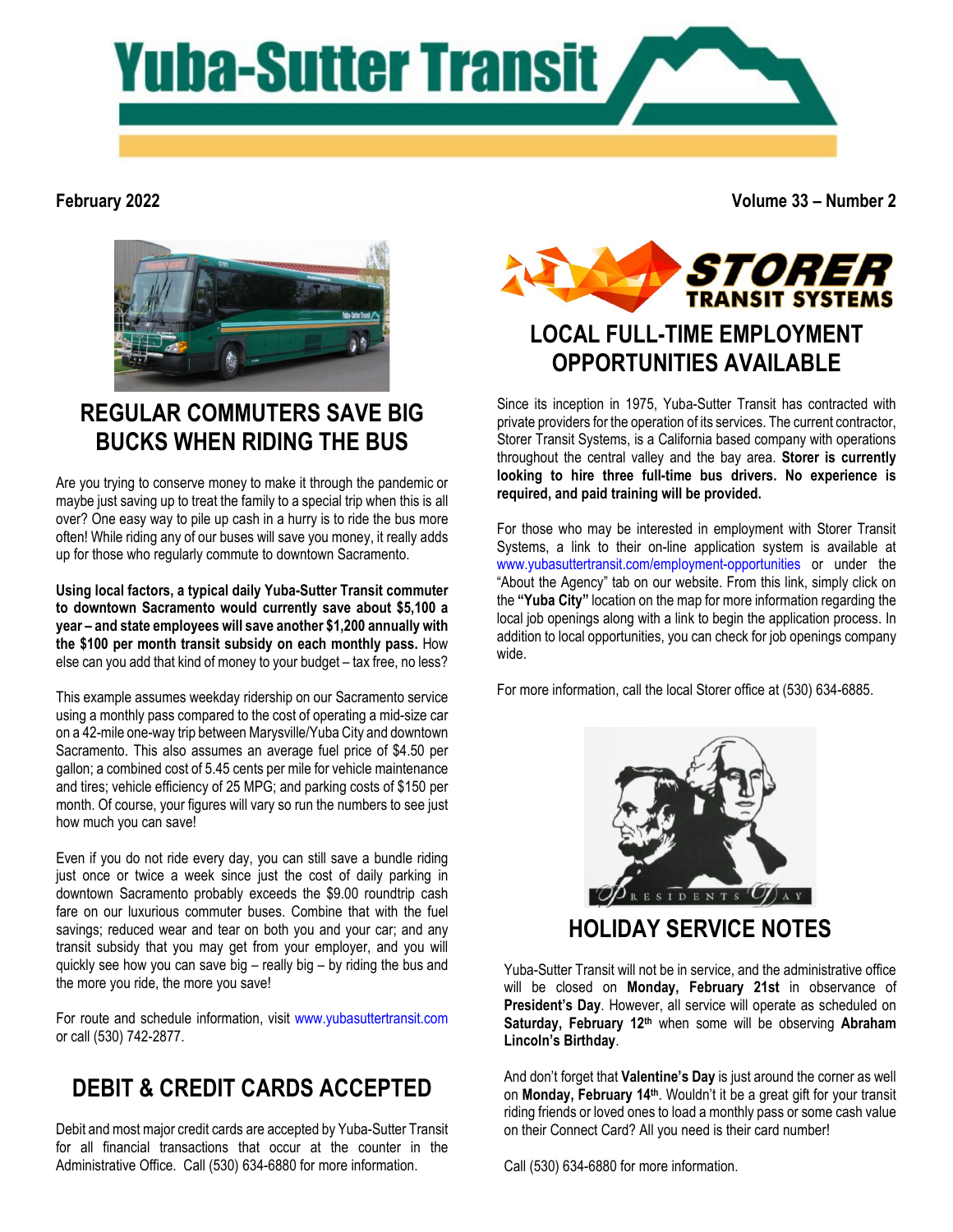# Yuba-Sutter Transit

**February 2022** **Volume 33 – Number 2**

## REGULAR COMMUTERS SAVE BIG BUCKS WHEN RIDING THE BUS

Are you trying to conserve money to make it through the pandemic or maybe just saving up to treat the family to a special trip when this is all over? One easy way to pile up cash in a hurry is to ride the bus more often! While riding any of our buses will save you money, it really adds up for those who regularly commute to downtown Sacramento.

**Using local factors, a typical daily Yuba-Sutter Transit commuter to downtown Sacramento would currently save about $5,100 a year – and state employees will save another $1,200 annually with the $100 per month transit subsidy on each monthly pass.** How else can you add that kind of money to your budget – tax free, no less?

This example assumes weekday ridership on our Sacramento service using a monthly pass compared to the cost of operating a mid-size car on a 42-mile one-way trip between Marysville/Yuba City and downtown Sacramento. This also assumes an average fuel price of $4.50 per gallon; a combined cost of 5.45 cents per mile for vehicle maintenance and tires; vehicle efficiency of 25 MPG; and parking costs of $150 per month. Of course, your figures will vary so run the numbers to see just how much you can save!

Even if you do not ride every day, you can still save a bundle riding just once or twice a week just since the cost of daily parking in downtown Sacramento probably exceeds the $9.00 roundtrip cash fare on our luxurious commuter buses. Combine that with the fuel savings; reduced wear and tear on both you and your car; and any transit subsidy that you may get from your employer, and you will quickly see how you can save big – really big – by riding the bus and the more you ride, the more you save!

For route and schedule information, visit www.yubasuttertransit.com or call (530) 742-2877.

## DEBIT & CREDIT CARDS ACCEPTED

Debit and most major credit cards are accepted by Yuba-Sutter Transit for all financial transactions that occur at the counter in the Administrative Office. Call (530) 634-6880 for more information.

**STORER TRANSIT SYSTEMS**

## LOCAL FULL-TIME EMPLOYMENT OPPORTUNITIES AVAILABLE

Since its inception in 1975, Yuba-Sutter Transit has contracted with private providers for the operation of its services. The current contractor, Storer Transit Systems, is a California based company with operations throughout the central valley and the bay area. **Storer is currently looking to hire three full-time bus drivers. No experience is required, and paid training will be provided.**

For those who may be interested in employment with Storer Transit Systems, a link to their on-line application system is available at www.yubasuttertransit.com/employment-opportunities or under the "About the Agency" tab on our website. From this link, simply click on the **"Yuba City"** location on the map for more information regarding the local job openings along with a link to begin the application process. In addition to local opportunities, you can check for job openings company wide.

For more information, call the local Storer office at (530) 634-6885.

PRESIDENTS DAY

## HOLIDAY SERVICE NOTES

Yuba-Sutter Transit will not be in service, and the administrative office will be closed on **Monday, February 21st** in observance of **President's Day**. However, all service will operate as scheduled on **Saturday, February 12th** when some will be observing **Abraham Lincoln's Birthday**.

And don't forget that **Valentine's Day** is just around the corner as well on **Monday, February 14th**. Wouldn't it be a great gift for your transit riding friends or loved ones to load a monthly pass or some cash value on their Connect Card? All you need is their card number!

Call (530) 634-6880 for more information.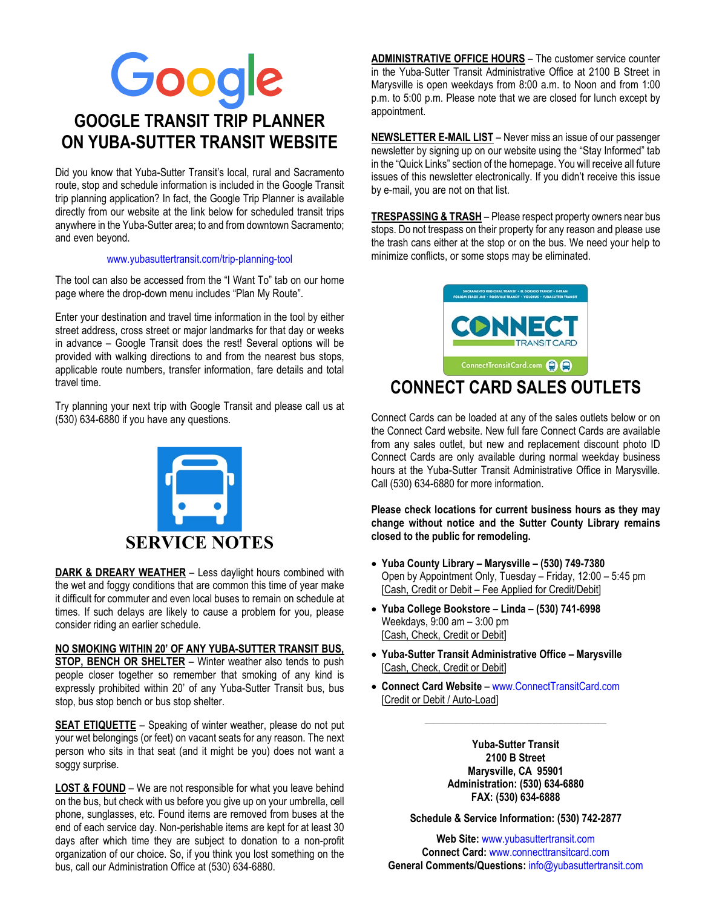# GOOGLE TRANSIT TRIP PLANNER ON YUBA-SUTTER TRANSIT WEBSITE

Did you know that Yuba-Sutter Transit's local, rural and Sacramento route, stop and schedule information is included in the Google Transit trip planning application? In fact, the Google Trip Planner is available directly from our website at the link below for scheduled transit trips anywhere in the Yuba-Sutter area; to and from downtown Sacramento; and even beyond.

www.yubasuttertransit.com/trip-planning-tool

The tool can also be accessed from the "I Want To" tab on our home page where the drop-down menu includes "Plan My Route".

Enter your destination and travel time information in the tool by either street address, cross street or major landmarks for that day or weeks in advance – Google Transit does the rest! Several options will be provided with walking directions to and from the nearest bus stops, applicable route numbers, transfer information, fare details and total travel time.

Try planning your next trip with Google Transit and please call us at (530) 634-6880 if you have any questions.

# SERVICE NOTES

**DARK & DREARY WEATHER** – Less daylight hours combined with the wet and foggy conditions that are common this time of year make it difficult for commuter and even local buses to remain on schedule at times. If such delays are likely to cause a problem for you, please consider riding an earlier schedule.

**NO SMOKING WITHIN 20' OF ANY YUBA-SUTTER TRANSIT BUS, STOP, BENCH OR SHELTER** – Winter weather also tends to push people closer together so remember that smoking of any kind is expressly prohibited within 20' of any Yuba-Sutter Transit bus, bus stop, bus stop bench or bus stop shelter.

**SEAT ETIQUETTE** – Speaking of winter weather, please do not put your wet belongings (or feet) on vacant seats for any reason. The next person who sits in that seat (and it might be you) does not want a soggy surprise.

**LOST & FOUND** – We are not responsible for what you leave behind on the bus, but check with us before you give up on your umbrella, cell phone, sunglasses, etc. Found items are removed from buses at the end of each service day. Non-perishable items are kept for at least 30 days after which time they are subject to donation to a non-profit organization of our choice. So, if you think you lost something on the bus, call our Administration Office at (530) 634-6880.

**ADMINISTRATIVE OFFICE HOURS** – The customer service counter in the Yuba-Sutter Transit Administrative Office at 2100 B Street in Marysville is open weekdays from 8:00 a.m. to Noon and from 1:00 p.m. to 5:00 p.m. Please note that we are closed for lunch except by appointment.

**NEWSLETTER E-MAIL LIST** – Never miss an issue of our passenger newsletter by signing up on our website using the "Stay Informed" tab in the "Quick Links" section of the homepage. You will receive all future issues of this newsletter electronically. If you didn't receive this issue by e-mail, you are not on that list.

**TRESPASSING & TRASH** – Please respect property owners near bus stops. Do not trespass on their property for any reason and please use the trash cans either at the stop or on the bus. We need your help to minimize conflicts, or some stops may be eliminated.

# CONNECT CARD SALES OUTLETS

Connect Cards can be loaded at any of the sales outlets below or on the Connect Card website. New full fare Connect Cards are available from any sales outlet, but new and replacement discount photo ID Connect Cards are only available during normal weekday business hours at the Yuba-Sutter Transit Administrative Office in Marysville. Call (530) 634-6880 for more information.

**Please check locations for current business hours as they may change without notice and the Sutter County Library remains closed to the public for remodeling.**

- **Yuba County Library – Marysville – (530) 749-7380**
  Open by Appointment Only, Tuesday – Friday, 12:00 – 5:45 pm
  [Cash, Credit or Debit – Fee Applied for Credit/Debit]
- **Yuba College Bookstore – Linda – (530) 741-6998**
  Weekdays, 9:00 am – 3:00 pm
  [Cash, Check, Credit or Debit]
- **Yuba-Sutter Transit Administrative Office – Marysville**
  [Cash, Check, Credit or Debit]
- **Connect Card Website** – www.ConnectTransitCard.com
  [Credit or Debit / Auto-Load]

**Yuba-Sutter Transit**
**2100 B Street**
**Marysville, CA 95901**
**Administration: (530) 634-6880**
**FAX: (530) 634-6888**

**Schedule & Service Information: (530) 742-2877**

**Web Site:** www.yubasuttertransit.com
**Connect Card:** www.connecttransitcard.com
**General Comments/Questions:** info@yubasuttertransit.com